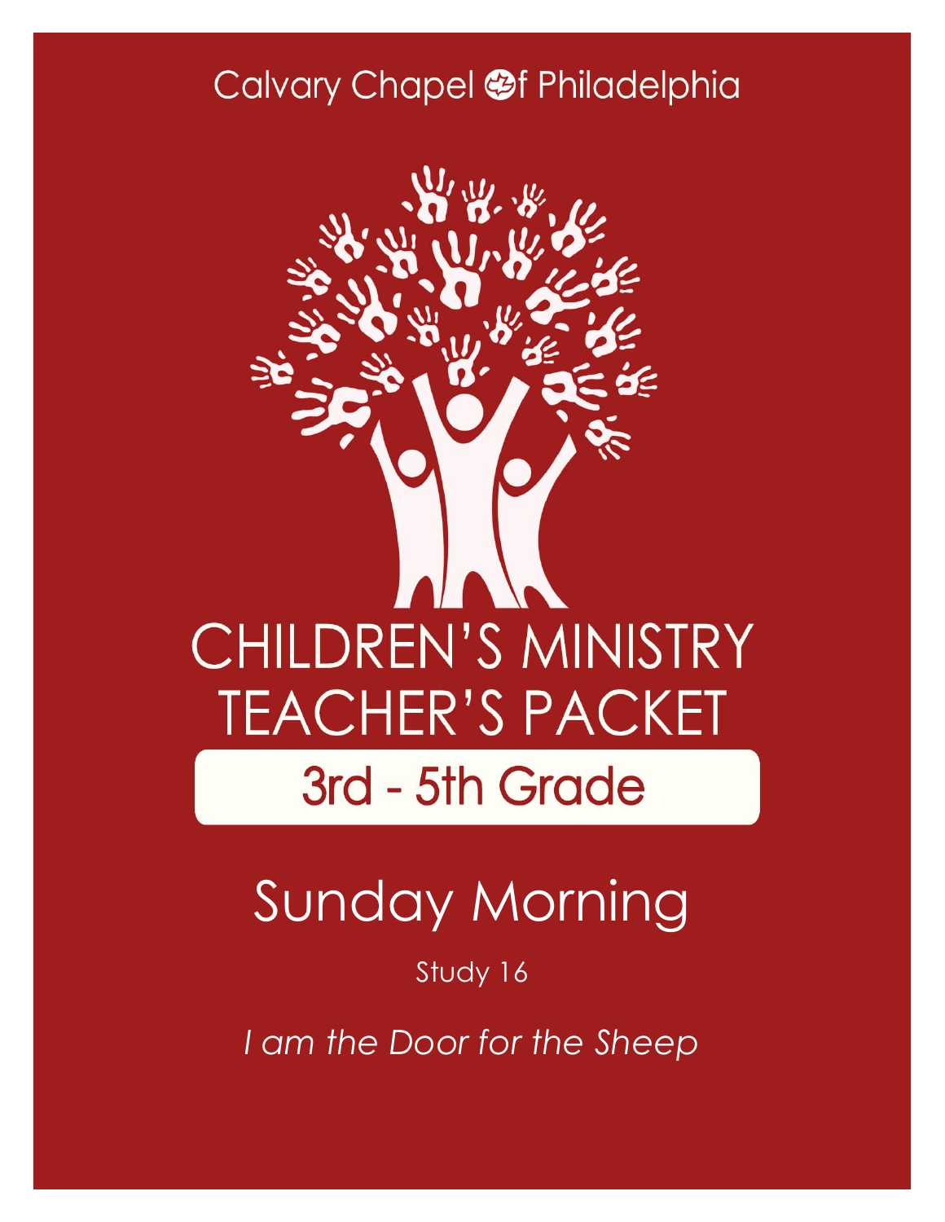Calvary Chapel of Philadelphia

# CHILDREN'S MINISTRY TEACHER'S PACKET

## 3rd - 5th Grade

# Sunday Morning

Study 16

*I am the Door for the Sheep*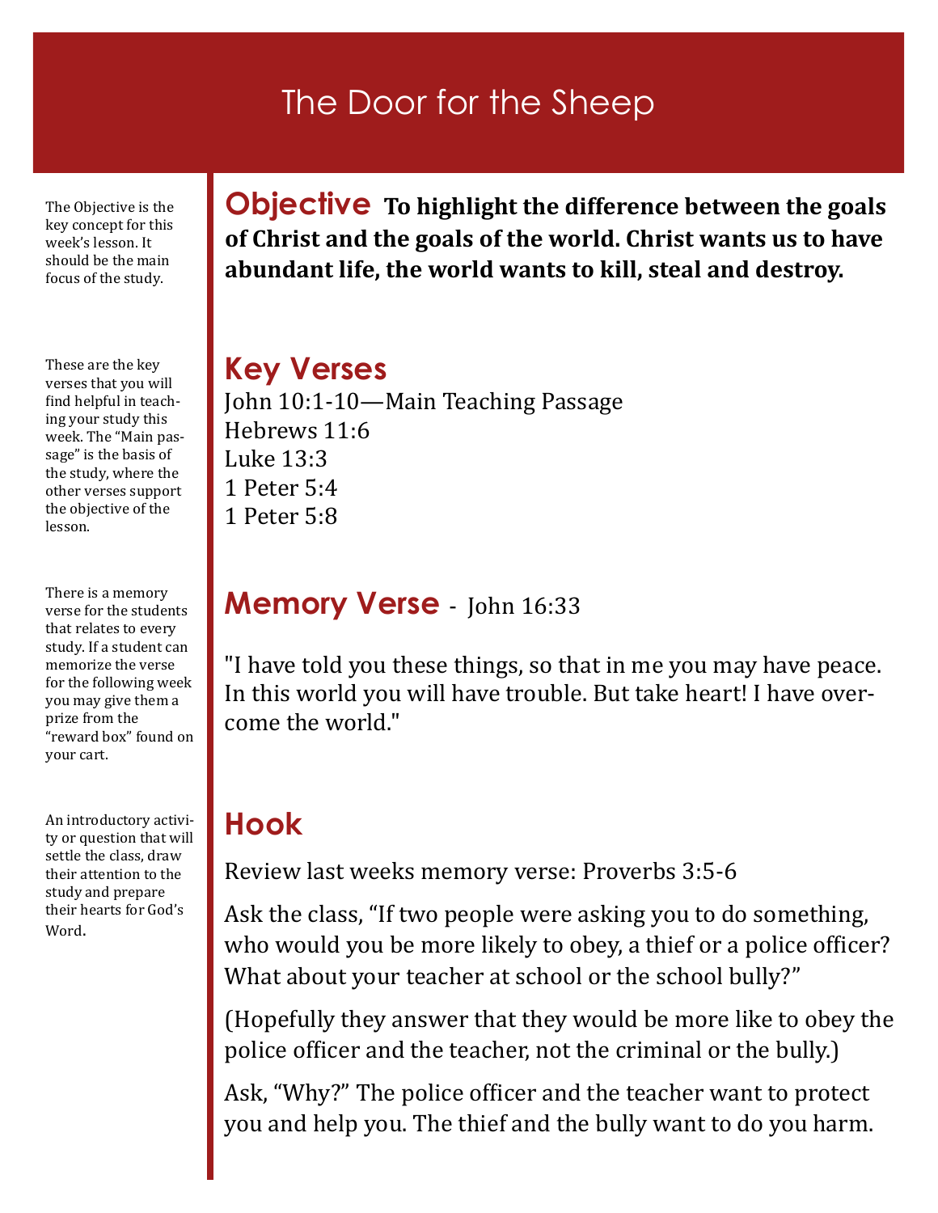# The Door for the Sheep

The Objective is the key concept for this week's lesson. It should be the main focus of the study.

## Objective

**To highlight the difference between the goals of Christ and the goals of the world. Christ wants us to have abundant life, the world wants to kill, steal and destroy.**

These are the key verses that you will find helpful in teaching your study this week. The "Main passage" is the basis of the study, where the other verses support the objective of the lesson.

## Key Verses

John 10:1-10—Main Teaching Passage
Hebrews 11:6
Luke 13:3
1 Peter 5:4
1 Peter 5:8

There is a memory verse for the students that relates to every study. If a student can memorize the verse for the following week you may give them a prize from the "reward box" found on your cart.

## Memory Verse - John 16:33

"I have told you these things, so that in me you may have peace. In this world you will have trouble. But take heart! I have overcome the world."

An introductory activity or question that will settle the class, draw their attention to the study and prepare their hearts for God's Word.

## Hook

Review last weeks memory verse: Proverbs 3:5-6

Ask the class, "If two people were asking you to do something, who would you be more likely to obey, a thief or a police officer? What about your teacher at school or the school bully?"

(Hopefully they answer that they would be more like to obey the police officer and the teacher, not the criminal or the bully.)

Ask, "Why?" The police officer and the teacher want to protect you and help you. The thief and the bully want to do you harm.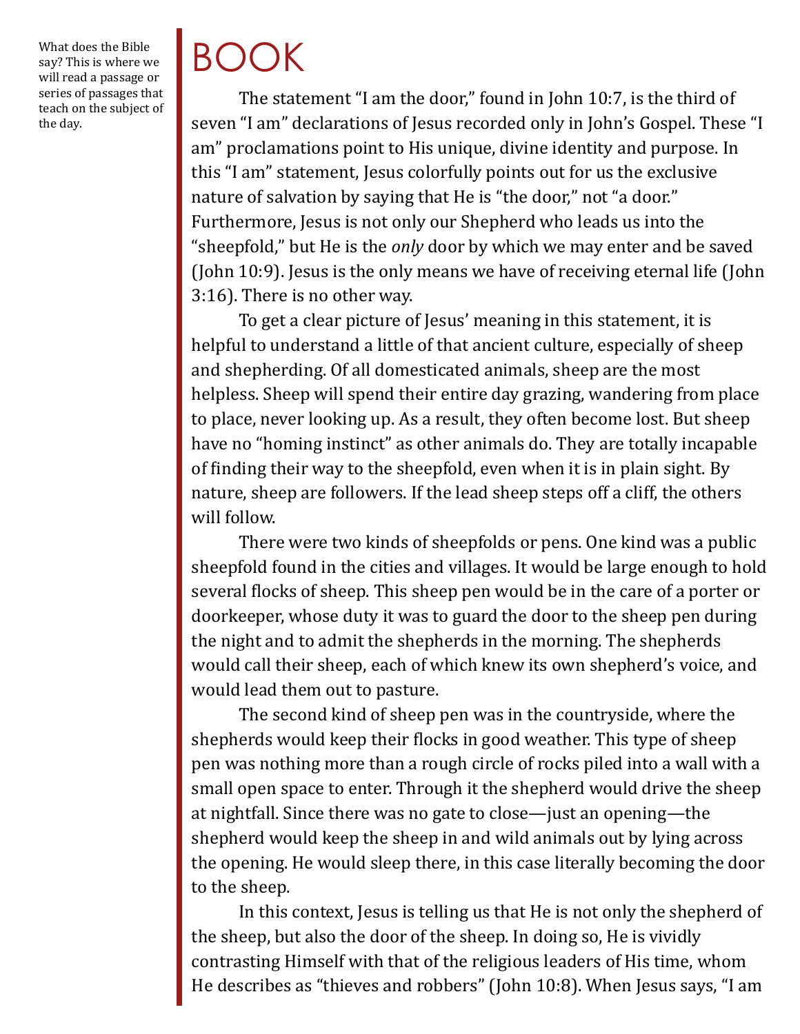What does the Bible say? This is where we will read a passage or series of passages that teach on the subject of the day.

# BOOK

The statement "I am the door," found in John 10:7, is the third of seven "I am" declarations of Jesus recorded only in John's Gospel. These "I am" proclamations point to His unique, divine identity and purpose. In this "I am" statement, Jesus colorfully points out for us the exclusive nature of salvation by saying that He is "the door," not "a door." Furthermore, Jesus is not only our Shepherd who leads us into the "sheepfold," but He is the *only* door by which we may enter and be saved (John 10:9). Jesus is the only means we have of receiving eternal life (John 3:16). There is no other way.

To get a clear picture of Jesus' meaning in this statement, it is helpful to understand a little of that ancient culture, especially of sheep and shepherding. Of all domesticated animals, sheep are the most helpless. Sheep will spend their entire day grazing, wandering from place to place, never looking up. As a result, they often become lost. But sheep have no "homing instinct" as other animals do. They are totally incapable of finding their way to the sheepfold, even when it is in plain sight. By nature, sheep are followers. If the lead sheep steps off a cliff, the others will follow.

There were two kinds of sheepfolds or pens. One kind was a public sheepfold found in the cities and villages. It would be large enough to hold several flocks of sheep. This sheep pen would be in the care of a porter or doorkeeper, whose duty it was to guard the door to the sheep pen during the night and to admit the shepherds in the morning. The shepherds would call their sheep, each of which knew its own shepherd's voice, and would lead them out to pasture.

The second kind of sheep pen was in the countryside, where the shepherds would keep their flocks in good weather. This type of sheep pen was nothing more than a rough circle of rocks piled into a wall with a small open space to enter. Through it the shepherd would drive the sheep at nightfall. Since there was no gate to close—just an opening—the shepherd would keep the sheep in and wild animals out by lying across the opening. He would sleep there, in this case literally becoming the door to the sheep.

In this context, Jesus is telling us that He is not only the shepherd of the sheep, but also the door of the sheep. In doing so, He is vividly contrasting Himself with that of the religious leaders of His time, whom He describes as "thieves and robbers" (John 10:8). When Jesus says, "I am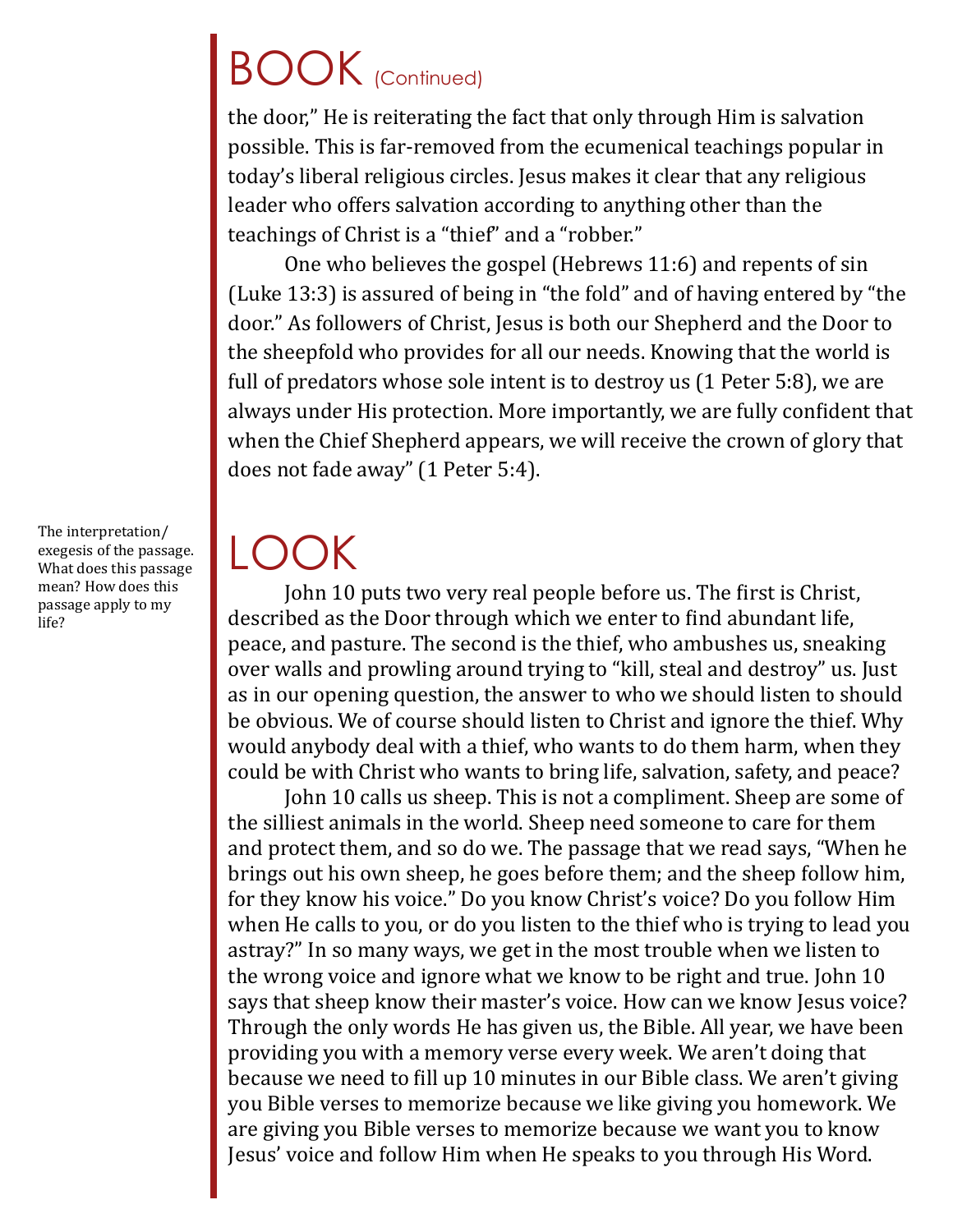# BOOK (Continued)

the door," He is reiterating the fact that only through Him is salvation possible. This is far-removed from the ecumenical teachings popular in today's liberal religious circles. Jesus makes it clear that any religious leader who offers salvation according to anything other than the teachings of Christ is a "thief" and a "robber."

One who believes the gospel (Hebrews 11:6) and repents of sin (Luke 13:3) is assured of being in "the fold" and of having entered by "the door." As followers of Christ, Jesus is both our Shepherd and the Door to the sheepfold who provides for all our needs. Knowing that the world is full of predators whose sole intent is to destroy us (1 Peter 5:8), we are always under His protection. More importantly, we are fully confident that when the Chief Shepherd appears, we will receive the crown of glory that does not fade away" (1 Peter 5:4).

# LOOK

The interpretation/exegesis of the passage. What does this passage mean? How does this passage apply to my life?

John 10 puts two very real people before us. The first is Christ, described as the Door through which we enter to find abundant life, peace, and pasture. The second is the thief, who ambushes us, sneaking over walls and prowling around trying to "kill, steal and destroy" us. Just as in our opening question, the answer to who we should listen to should be obvious. We of course should listen to Christ and ignore the thief. Why would anybody deal with a thief, who wants to do them harm, when they could be with Christ who wants to bring life, salvation, safety, and peace?

John 10 calls us sheep. This is not a compliment. Sheep are some of the silliest animals in the world. Sheep need someone to care for them and protect them, and so do we. The passage that we read says, "When he brings out his own sheep, he goes before them; and the sheep follow him, for they know his voice." Do you know Christ's voice? Do you follow Him when He calls to you, or do you listen to the thief who is trying to lead you astray?" In so many ways, we get in the most trouble when we listen to the wrong voice and ignore what we know to be right and true. John 10 says that sheep know their master's voice. How can we know Jesus voice? Through the only words He has given us, the Bible. All year, we have been providing you with a memory verse every week. We aren't doing that because we need to fill up 10 minutes in our Bible class. We aren't giving you Bible verses to memorize because we like giving you homework. We are giving you Bible verses to memorize because we want you to know Jesus' voice and follow Him when He speaks to you through His Word.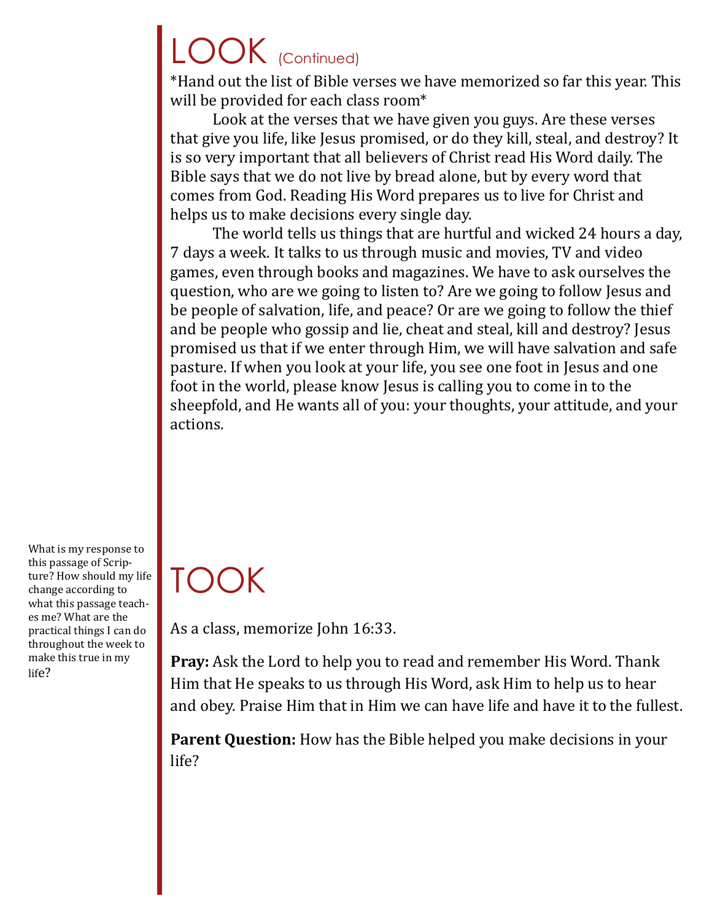# LOOK (Continued)

*Hand out the list of Bible verses we have memorized so far this year. This will be provided for each class room*

Look at the verses that we have given you guys. Are these verses that give you life, like Jesus promised, or do they kill, steal, and destroy? It is so very important that all believers of Christ read His Word daily. The Bible says that we do not live by bread alone, but by every word that comes from God. Reading His Word prepares us to live for Christ and helps us to make decisions every single day.

The world tells us things that are hurtful and wicked 24 hours a day, 7 days a week. It talks to us through music and movies, TV and video games, even through books and magazines. We have to ask ourselves the question, who are we going to listen to? Are we going to follow Jesus and be people of salvation, life, and peace? Or are we going to follow the thief and be people who gossip and lie, cheat and steal, kill and destroy? Jesus promised us that if we enter through Him, we will have salvation and safe pasture. If when you look at your life, you see one foot in Jesus and one foot in the world, please know Jesus is calling you to come in to the sheepfold, and He wants all of you: your thoughts, your attitude, and your actions.

# TOOK

What is my response to this passage of Scripture? How should my life change according to what this passage teaches me? What are the practical things I can do throughout the week to make this true in my life?

As a class, memorize John 16:33.

**Pray:** Ask the Lord to help you to read and remember His Word. Thank Him that He speaks to us through His Word, ask Him to help us to hear and obey. Praise Him that in Him we can have life and have it to the fullest.

**Parent Question:** How has the Bible helped you make decisions in your life?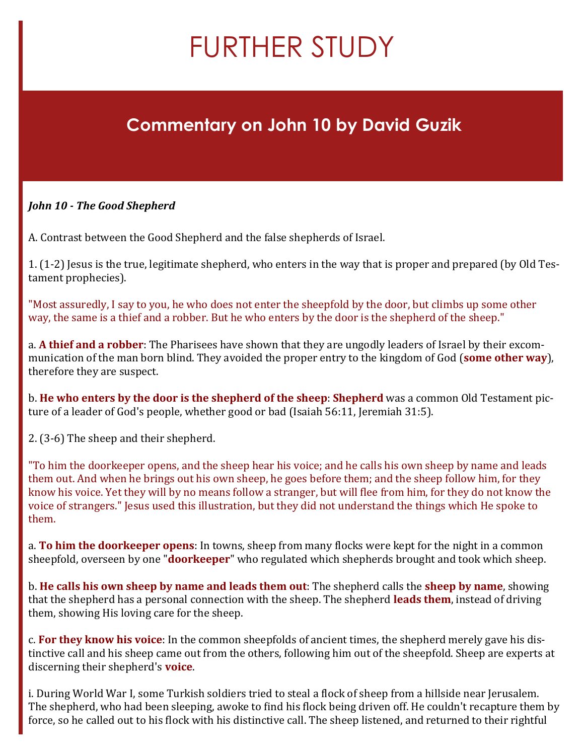# FURTHER STUDY

## Commentary on John 10 by David Guzik

***John 10 - The Good Shepherd***

A. Contrast between the Good Shepherd and the false shepherds of Israel.

1. (1-2) Jesus is the true, legitimate shepherd, who enters in the way that is proper and prepared (by Old Testament prophecies).

"Most assuredly, I say to you, he who does not enter the sheepfold by the door, but climbs up some other way, the same is a thief and a robber. But he who enters by the door is the shepherd of the sheep."

a. **A thief and a robber**: The Pharisees have shown that they are ungodly leaders of Israel by their excommunication of the man born blind. They avoided the proper entry to the kingdom of God (**some other way**), therefore they are suspect.

b. **He who enters by the door is the shepherd of the sheep**: **Shepherd** was a common Old Testament picture of a leader of God's people, whether good or bad (Isaiah 56:11, Jeremiah 31:5).

2. (3-6) The sheep and their shepherd.

"To him the doorkeeper opens, and the sheep hear his voice; and he calls his own sheep by name and leads them out. And when he brings out his own sheep, he goes before them; and the sheep follow him, for they know his voice. Yet they will by no means follow a stranger, but will flee from him, for they do not know the voice of strangers." Jesus used this illustration, but they did not understand the things which He spoke to them.

a. **To him the doorkeeper opens**: In towns, sheep from many flocks were kept for the night in a common sheepfold, overseen by one "**doorkeeper**" who regulated which shepherds brought and took which sheep.

b. **He calls his own sheep by name and leads them out**: The shepherd calls the **sheep by name**, showing that the shepherd has a personal connection with the sheep. The shepherd **leads them**, instead of driving them, showing His loving care for the sheep.

c. **For they know his voice**: In the common sheepfolds of ancient times, the shepherd merely gave his distinctive call and his sheep came out from the others, following him out of the sheepfold. Sheep are experts at discerning their shepherd's **voice**.

i. During World War I, some Turkish soldiers tried to steal a flock of sheep from a hillside near Jerusalem. The shepherd, who had been sleeping, awoke to find his flock being driven off. He couldn't recapture them by force, so he called out to his flock with his distinctive call. The sheep listened, and returned to their rightful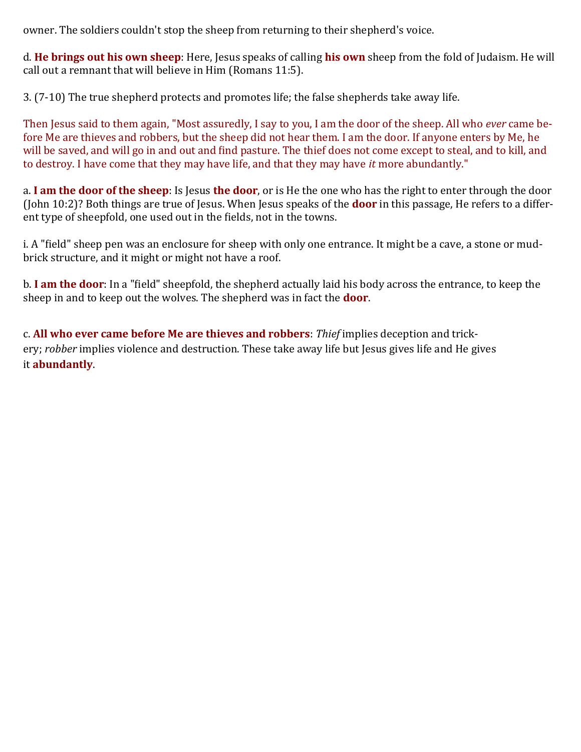owner. The soldiers couldn't stop the sheep from returning to their shepherd's voice.

d. **He brings out his own sheep**: Here, Jesus speaks of calling **his own** sheep from the fold of Judaism. He will call out a remnant that will believe in Him (Romans 11:5).

3. (7-10) The true shepherd protects and promotes life; the false shepherds take away life.

Then Jesus said to them again, "Most assuredly, I say to you, I am the door of the sheep. All who *ever* came before Me are thieves and robbers, but the sheep did not hear them. I am the door. If anyone enters by Me, he will be saved, and will go in and out and find pasture. The thief does not come except to steal, and to kill, and to destroy. I have come that they may have life, and that they may have *it* more abundantly."

a. **I am the door of the sheep**: Is Jesus **the door**, or is He the one who has the right to enter through the door (John 10:2)? Both things are true of Jesus. When Jesus speaks of the **door** in this passage, He refers to a different type of sheepfold, one used out in the fields, not in the towns.

i. A "field" sheep pen was an enclosure for sheep with only one entrance. It might be a cave, a stone or mud-brick structure, and it might or might not have a roof.

b. **I am the door**: In a "field" sheepfold, the shepherd actually laid his body across the entrance, to keep the sheep in and to keep out the wolves. The shepherd was in fact the **door**.

c. **All who ever came before Me are thieves and robbers**: *Thief* implies deception and trickery; *robber* implies violence and destruction. These take away life but Jesus gives life and He gives it **abundantly**.